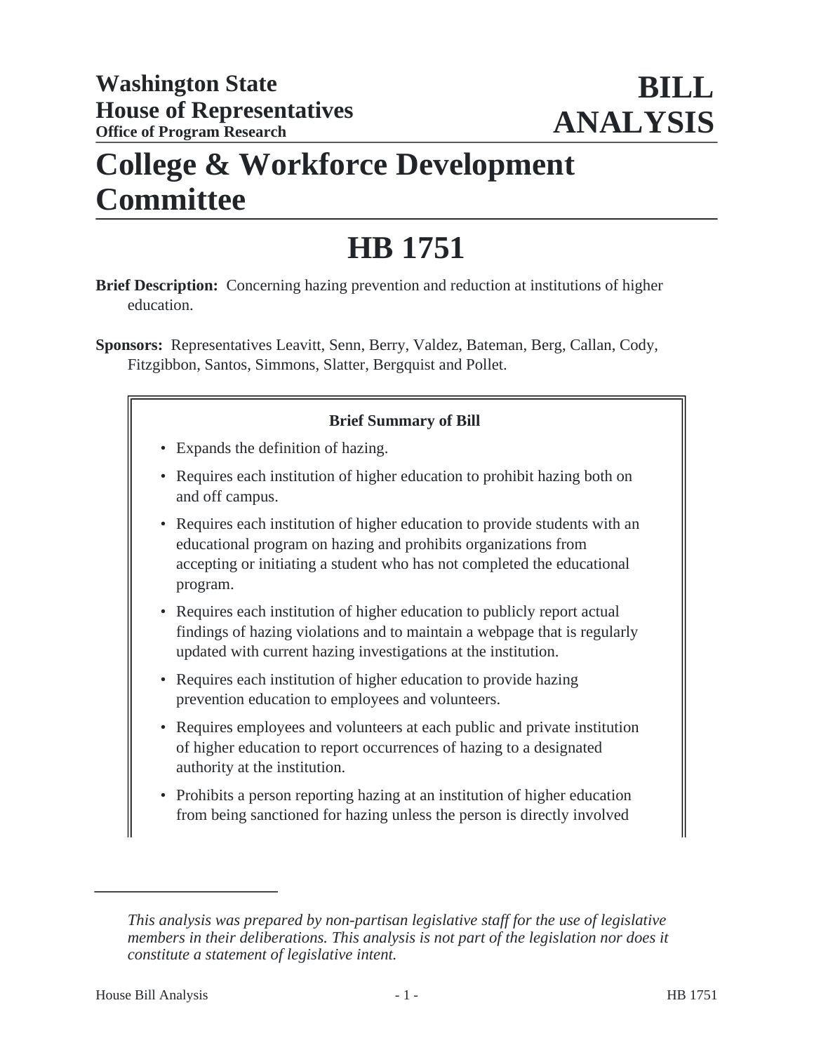Washington State House of Representatives
Office of Program Research

# BILL ANALYSIS

# College & Workforce Development Committee

# HB 1751

**Brief Description:** Concerning hazing prevention and reduction at institutions of higher education.

**Sponsors:** Representatives Leavitt, Senn, Berry, Valdez, Bateman, Berg, Callan, Cody, Fitzgibbon, Santos, Simmons, Slatter, Bergquist and Pollet.

**Brief Summary of Bill**

- Expands the definition of hazing.
- Requires each institution of higher education to prohibit hazing both on and off campus.
- Requires each institution of higher education to provide students with an educational program on hazing and prohibits organizations from accepting or initiating a student who has not completed the educational program.
- Requires each institution of higher education to publicly report actual findings of hazing violations and to maintain a webpage that is regularly updated with current hazing investigations at the institution.
- Requires each institution of higher education to provide hazing prevention education to employees and volunteers.
- Requires employees and volunteers at each public and private institution of higher education to report occurrences of hazing to a designated authority at the institution.
- Prohibits a person reporting hazing at an institution of higher education from being sanctioned for hazing unless the person is directly involved

*This analysis was prepared by non-partisan legislative staff for the use of legislative members in their deliberations. This analysis is not part of the legislation nor does it constitute a statement of legislative intent.*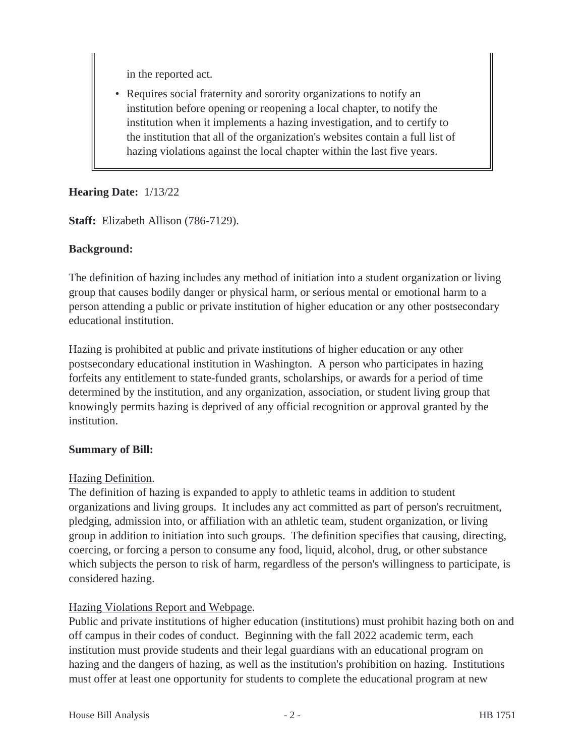in the reported act.

- Requires social fraternity and sorority organizations to notify an institution before opening or reopening a local chapter, to notify the institution when it implements a hazing investigation, and to certify to the institution that all of the organization's websites contain a full list of hazing violations against the local chapter within the last five years.

**Hearing Date:** 1/13/22

**Staff:** Elizabeth Allison (786-7129).

**Background:**

The definition of hazing includes any method of initiation into a student organization or living group that causes bodily danger or physical harm, or serious mental or emotional harm to a person attending a public or private institution of higher education or any other postsecondary educational institution.

Hazing is prohibited at public and private institutions of higher education or any other postsecondary educational institution in Washington. A person who participates in hazing forfeits any entitlement to state-funded grants, scholarships, or awards for a period of time determined by the institution, and any organization, association, or student living group that knowingly permits hazing is deprived of any official recognition or approval granted by the institution.

**Summary of Bill:**

Hazing Definition.

The definition of hazing is expanded to apply to athletic teams in addition to student organizations and living groups. It includes any act committed as part of person's recruitment, pledging, admission into, or affiliation with an athletic team, student organization, or living group in addition to initiation into such groups. The definition specifies that causing, directing, coercing, or forcing a person to consume any food, liquid, alcohol, drug, or other substance which subjects the person to risk of harm, regardless of the person's willingness to participate, is considered hazing.

Hazing Violations Report and Webpage.

Public and private institutions of higher education (institutions) must prohibit hazing both on and off campus in their codes of conduct. Beginning with the fall 2022 academic term, each institution must provide students and their legal guardians with an educational program on hazing and the dangers of hazing, as well as the institution's prohibition on hazing. Institutions must offer at least one opportunity for students to complete the educational program at new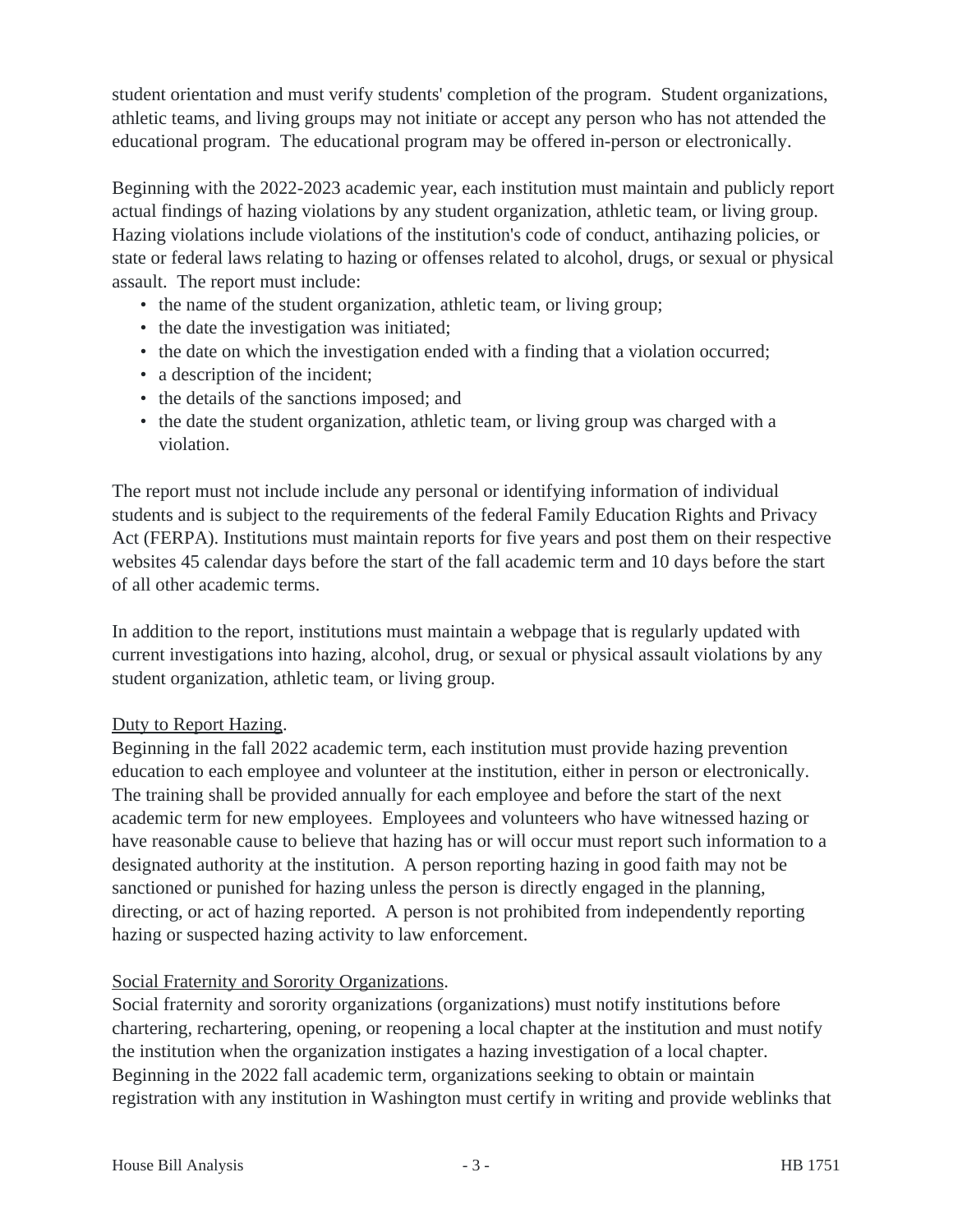student orientation and must verify students' completion of the program. Student organizations, athletic teams, and living groups may not initiate or accept any person who has not attended the educational program. The educational program may be offered in-person or electronically.

Beginning with the 2022-2023 academic year, each institution must maintain and publicly report actual findings of hazing violations by any student organization, athletic team, or living group. Hazing violations include violations of the institution's code of conduct, antihazing policies, or state or federal laws relating to hazing or offenses related to alcohol, drugs, or sexual or physical assault. The report must include:

- the name of the student organization, athletic team, or living group;
- the date the investigation was initiated;
- the date on which the investigation ended with a finding that a violation occurred;
- a description of the incident;
- the details of the sanctions imposed; and
- the date the student organization, athletic team, or living group was charged with a violation.

The report must not include include any personal or identifying information of individual students and is subject to the requirements of the federal Family Education Rights and Privacy Act (FERPA). Institutions must maintain reports for five years and post them on their respective websites 45 calendar days before the start of the fall academic term and 10 days before the start of all other academic terms.

In addition to the report, institutions must maintain a webpage that is regularly updated with current investigations into hazing, alcohol, drug, or sexual or physical assault violations by any student organization, athletic team, or living group.

Duty to Report Hazing.

Beginning in the fall 2022 academic term, each institution must provide hazing prevention education to each employee and volunteer at the institution, either in person or electronically. The training shall be provided annually for each employee and before the start of the next academic term for new employees. Employees and volunteers who have witnessed hazing or have reasonable cause to believe that hazing has or will occur must report such information to a designated authority at the institution. A person reporting hazing in good faith may not be sanctioned or punished for hazing unless the person is directly engaged in the planning, directing, or act of hazing reported. A person is not prohibited from independently reporting hazing or suspected hazing activity to law enforcement.

Social Fraternity and Sorority Organizations.

Social fraternity and sorority organizations (organizations) must notify institutions before chartering, rechartering, opening, or reopening a local chapter at the institution and must notify the institution when the organization instigates a hazing investigation of a local chapter. Beginning in the 2022 fall academic term, organizations seeking to obtain or maintain registration with any institution in Washington must certify in writing and provide weblinks that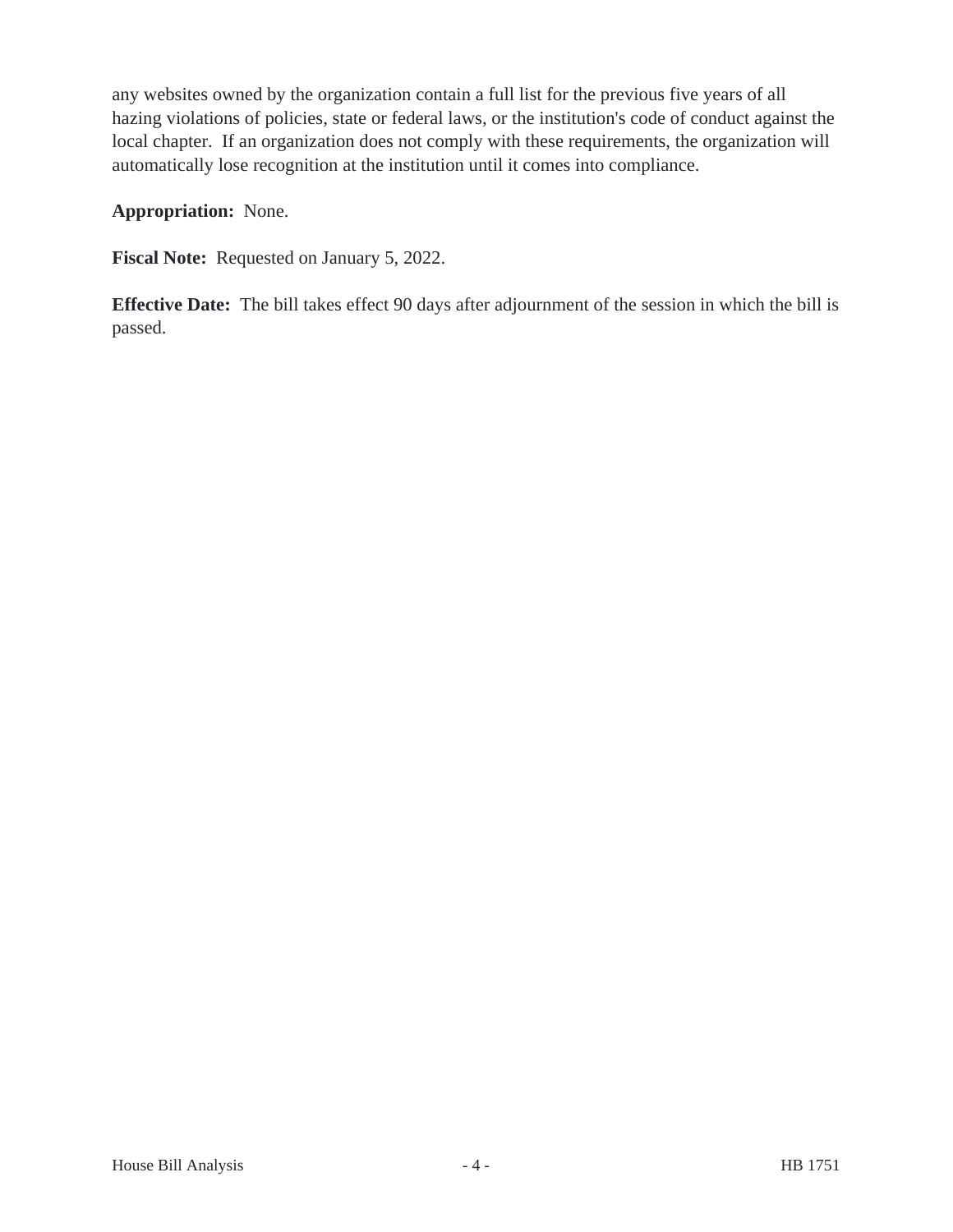any websites owned by the organization contain a full list for the previous five years of all hazing violations of policies, state or federal laws, or the institution's code of conduct against the local chapter. If an organization does not comply with these requirements, the organization will automatically lose recognition at the institution until it comes into compliance.

**Appropriation:** None.

**Fiscal Note:** Requested on January 5, 2022.

**Effective Date:** The bill takes effect 90 days after adjournment of the session in which the bill is passed.